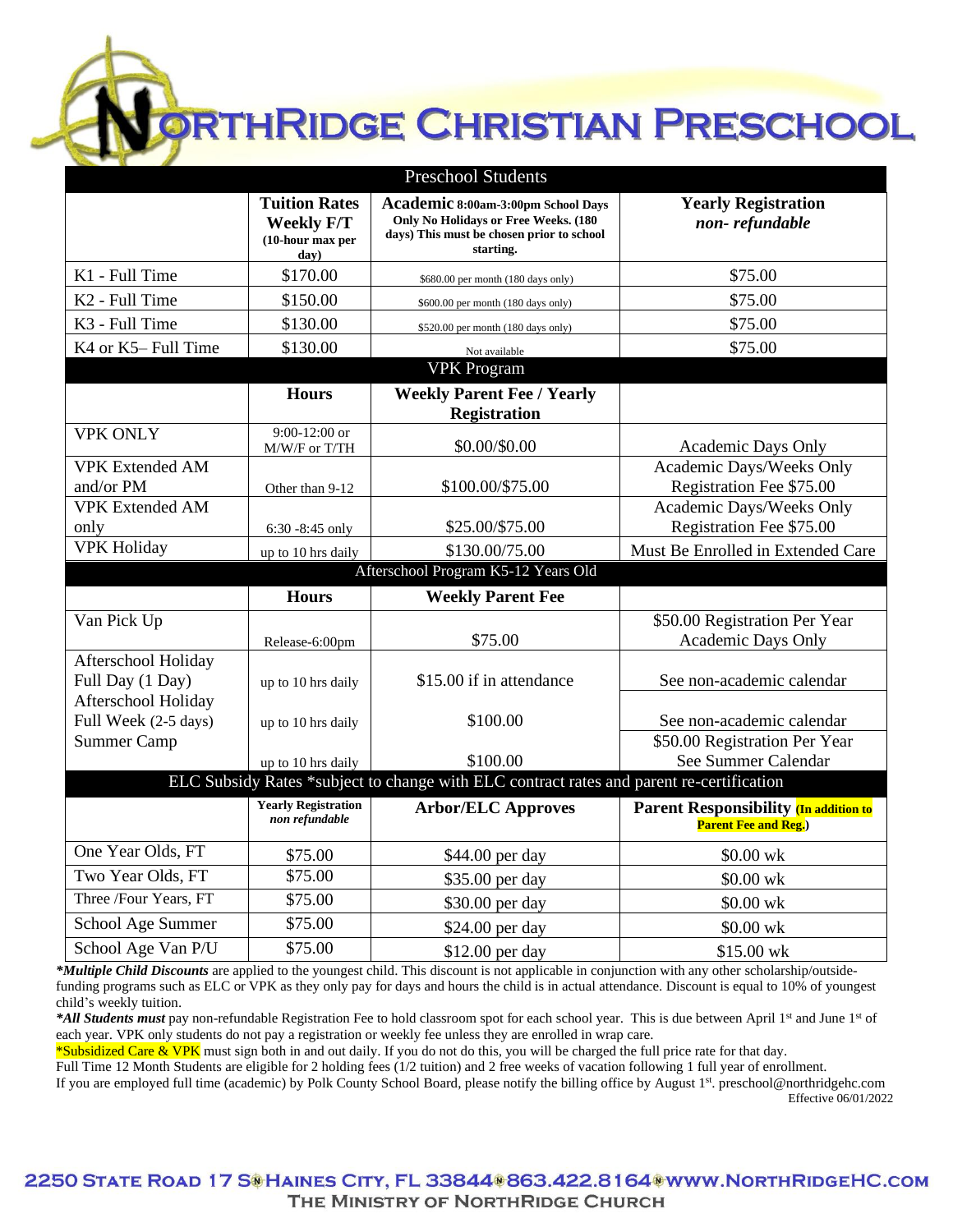# NorthRidge Christian Preschool

| Preschool Students | | | |
|---|---|---|---|
| | **Tuition Rates Weekly F/T** (10-hour max per day) | **Academic 8:00am-3:00pm School Days Only No Holidays or Free Weeks. (180 days) This must be chosen prior to school starting.** | **Yearly Registration** ***non- refundable*** |
| K1 - Full Time | $170.00 | $680.00 per month (180 days only) | $75.00 |
| K2 - Full Time | $150.00 | $600.00 per month (180 days only) | $75.00 |
| K3 - Full Time | $130.00 | $520.00 per month (180 days only) | $75.00 |
| K4 or K5– Full Time | $130.00 | Not available | $75.00 |
| **VPK Program** | | | |
| | **Hours** | **Weekly Parent Fee / Yearly Registration** | |
| VPK ONLY | 9:00-12:00 or M/W/F or T/TH | $0.00/$0.00 | Academic Days Only |
| VPK Extended AM and/or PM | Other than 9-12 | $100.00/$75.00 | Academic Days/Weeks Only Registration Fee $75.00 |
| VPK Extended AM only | 6:30 -8:45 only | $25.00/$75.00 | Academic Days/Weeks Only Registration Fee $75.00 |
| VPK Holiday | up to 10 hrs daily | $130.00/75.00 | Must Be Enrolled in Extended Care |
| **Afterschool Program K5-12 Years Old** | | | |
| | **Hours** | **Weekly Parent Fee** | |
| Van Pick Up | Release-6:00pm | $75.00 | $50.00 Registration Per Year Academic Days Only |
| Afterschool Holiday Full Day (1 Day) | up to 10 hrs daily | $15.00 if in attendance | See non-academic calendar |
| Afterschool Holiday Full Week (2-5 days) | up to 10 hrs daily | $100.00 | See non-academic calendar |
| Summer Camp | up to 10 hrs daily | $100.00 | $50.00 Registration Per Year See Summer Calendar |
| **ELC Subsidy Rates *subject to change with ELC contract rates and parent re-certification** | | | |
| | **Yearly Registration** *non refundable* | **Arbor/ELC Approves** | **Parent Responsibility (In addition to Parent Fee and Reg.)** |
| One Year Olds, FT | $75.00 | $44.00 per day | $0.00 wk |
| Two Year Olds, FT | $75.00 | $35.00 per day | $0.00 wk |
| Three /Four Years, FT | $75.00 | $30.00 per day | $0.00 wk |
| School Age Summer | $75.00 | $24.00 per day | $0.00 wk |
| School Age Van P/U | $75.00 | $12.00 per day | $15.00 wk |

***Multiple Child Discounts*** are applied to the youngest child. This discount is not applicable in conjunction with any other scholarship/outside-funding programs such as ELC or VPK as they only pay for days and hours the child is in actual attendance. Discount is equal to 10% of youngest child's weekly tuition.

***All Students must*** pay non-refundable Registration Fee to hold classroom spot for each school year. This is due between April 1st and June 1st of each year. VPK only students do not pay a registration or weekly fee unless they are enrolled in wrap care.

*Subsidized Care & VPK must sign both in and out daily. If you do not do this, you will be charged the full price rate for that day.

Full Time 12 Month Students are eligible for 2 holding fees (1/2 tuition) and 2 free weeks of vacation following 1 full year of enrollment.

If you are employed full time (academic) by Polk County School Board, please notify the billing office by August 1st. preschool@northridgehc.com

Effective 06/01/2022

2250 State Road 17 S · Haines City, FL 33844 · 863.422.8164 · www.NorthRidgeHC.com

The Ministry of NorthRidge Church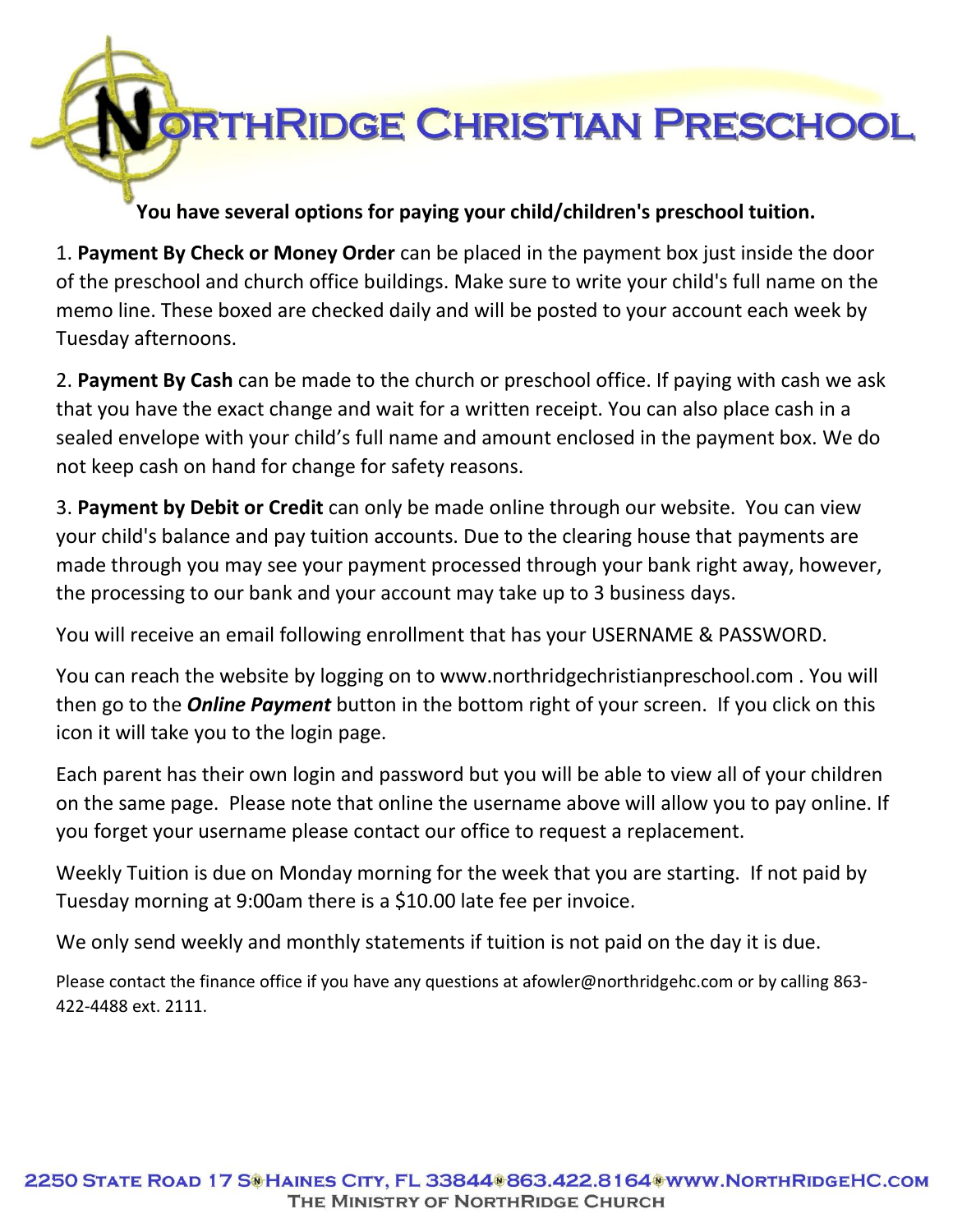# NorthRidge Christian Preschool

**You have several options for paying your child/children's preschool tuition.**

1. **Payment By Check or Money Order** can be placed in the payment box just inside the door of the preschool and church office buildings. Make sure to write your child's full name on the memo line. These boxed are checked daily and will be posted to your account each week by Tuesday afternoons.

2. **Payment By Cash** can be made to the church or preschool office. If paying with cash we ask that you have the exact change and wait for a written receipt. You can also place cash in a sealed envelope with your child's full name and amount enclosed in the payment box. We do not keep cash on hand for change for safety reasons.

3. **Payment by Debit or Credit** can only be made online through our website. You can view your child's balance and pay tuition accounts. Due to the clearing house that payments are made through you may see your payment processed through your bank right away, however, the processing to our bank and your account may take up to 3 business days.

You will receive an email following enrollment that has your USERNAME & PASSWORD.

You can reach the website by logging on to www.northridgechristianpreschool.com . You will then go to the ***Online Payment*** button in the bottom right of your screen. If you click on this icon it will take you to the login page.

Each parent has their own login and password but you will be able to view all of your children on the same page. Please note that online the username above will allow you to pay online. If you forget your username please contact our office to request a replacement.

Weekly Tuition is due on Monday morning for the week that you are starting. If not paid by Tuesday morning at 9:00am there is a $10.00 late fee per invoice.

We only send weekly and monthly statements if tuition is not paid on the day it is due.

Please contact the finance office if you have any questions at afowler@northridgehc.com or by calling 863-422-4488 ext. 2111.

2250 State Road 17 S • Haines City, FL 33844 • 863.422.8164 • www.NorthRidgeHC.com
The Ministry of NorthRidge Church